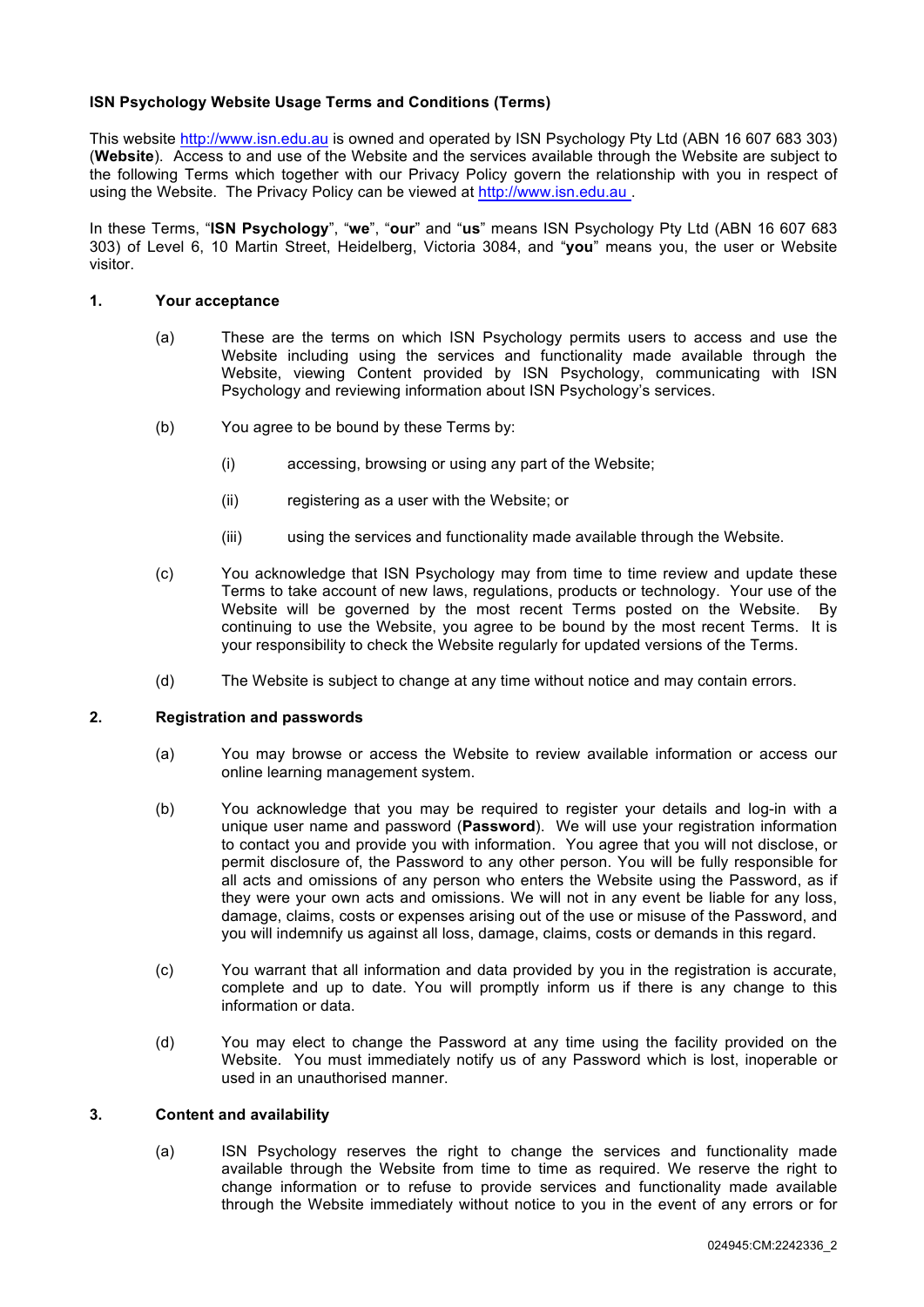**ISN Psychology Website Usage Terms and Conditions (Terms)**

This website http://www.isn.edu.au is owned and operated by ISN Psychology Pty Ltd (ABN 16 607 683 303) (**Website**). Access to and use of the Website and the services available through the Website are subject to the following Terms which together with our Privacy Policy govern the relationship with you in respect of using the Website. The Privacy Policy can be viewed at http://www.isn.edu.au .

In these Terms, "**ISN Psychology**", "**we**", "**our**" and "**us**" means ISN Psychology Pty Ltd (ABN 16 607 683 303) of Level 6, 10 Martin Street, Heidelberg, Victoria 3084, and "**you**" means you, the user or Website visitor.

**1. Your acceptance**

(a) These are the terms on which ISN Psychology permits users to access and use the Website including using the services and functionality made available through the Website, viewing Content provided by ISN Psychology, communicating with ISN Psychology and reviewing information about ISN Psychology's services.

(b) You agree to be bound by these Terms by:

(i) accessing, browsing or using any part of the Website;

(ii) registering as a user with the Website; or

(iii) using the services and functionality made available through the Website.

(c) You acknowledge that ISN Psychology may from time to time review and update these Terms to take account of new laws, regulations, products or technology. Your use of the Website will be governed by the most recent Terms posted on the Website. By continuing to use the Website, you agree to be bound by the most recent Terms. It is your responsibility to check the Website regularly for updated versions of the Terms.

(d) The Website is subject to change at any time without notice and may contain errors.

**2. Registration and passwords**

(a) You may browse or access the Website to review available information or access our online learning management system.

(b) You acknowledge that you may be required to register your details and log-in with a unique user name and password (**Password**). We will use your registration information to contact you and provide you with information. You agree that you will not disclose, or permit disclosure of, the Password to any other person. You will be fully responsible for all acts and omissions of any person who enters the Website using the Password, as if they were your own acts and omissions. We will not in any event be liable for any loss, damage, claims, costs or expenses arising out of the use or misuse of the Password, and you will indemnify us against all loss, damage, claims, costs or demands in this regard.

(c) You warrant that all information and data provided by you in the registration is accurate, complete and up to date. You will promptly inform us if there is any change to this information or data.

(d) You may elect to change the Password at any time using the facility provided on the Website. You must immediately notify us of any Password which is lost, inoperable or used in an unauthorised manner.

**3. Content and availability**

(a) ISN Psychology reserves the right to change the services and functionality made available through the Website from time to time as required. We reserve the right to change information or to refuse to provide services and functionality made available through the Website immediately without notice to you in the event of any errors or for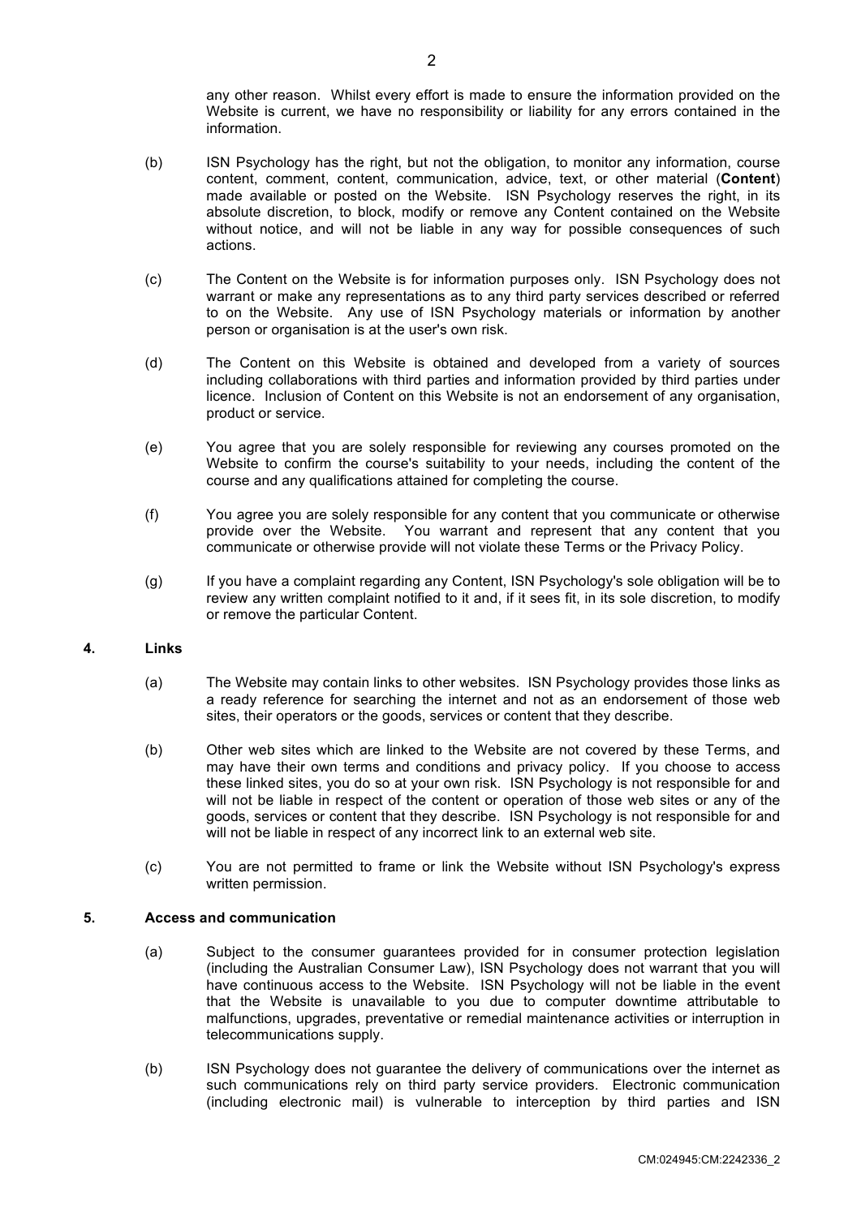any other reason. Whilst every effort is made to ensure the information provided on the Website is current, we have no responsibility or liability for any errors contained in the information.

(b) ISN Psychology has the right, but not the obligation, to monitor any information, course content, comment, content, communication, advice, text, or other material (**Content**) made available or posted on the Website. ISN Psychology reserves the right, in its absolute discretion, to block, modify or remove any Content contained on the Website without notice, and will not be liable in any way for possible consequences of such actions.

(c) The Content on the Website is for information purposes only. ISN Psychology does not warrant or make any representations as to any third party services described or referred to on the Website. Any use of ISN Psychology materials or information by another person or organisation is at the user's own risk.

(d) The Content on this Website is obtained and developed from a variety of sources including collaborations with third parties and information provided by third parties under licence. Inclusion of Content on this Website is not an endorsement of any organisation, product or service.

(e) You agree that you are solely responsible for reviewing any courses promoted on the Website to confirm the course's suitability to your needs, including the content of the course and any qualifications attained for completing the course.

(f) You agree you are solely responsible for any content that you communicate or otherwise provide over the Website. You warrant and represent that any content that you communicate or otherwise provide will not violate these Terms or the Privacy Policy.

(g) If you have a complaint regarding any Content, ISN Psychology's sole obligation will be to review any written complaint notified to it and, if it sees fit, in its sole discretion, to modify or remove the particular Content.

## 4. Links

(a) The Website may contain links to other websites. ISN Psychology provides those links as a ready reference for searching the internet and not as an endorsement of those web sites, their operators or the goods, services or content that they describe.

(b) Other web sites which are linked to the Website are not covered by these Terms, and may have their own terms and conditions and privacy policy. If you choose to access these linked sites, you do so at your own risk. ISN Psychology is not responsible for and will not be liable in respect of the content or operation of those web sites or any of the goods, services or content that they describe. ISN Psychology is not responsible for and will not be liable in respect of any incorrect link to an external web site.

(c) You are not permitted to frame or link the Website without ISN Psychology's express written permission.

## 5. Access and communication

(a) Subject to the consumer guarantees provided for in consumer protection legislation (including the Australian Consumer Law), ISN Psychology does not warrant that you will have continuous access to the Website. ISN Psychology will not be liable in the event that the Website is unavailable to you due to computer downtime attributable to malfunctions, upgrades, preventative or remedial maintenance activities or interruption in telecommunications supply.

(b) ISN Psychology does not guarantee the delivery of communications over the internet as such communications rely on third party service providers. Electronic communication (including electronic mail) is vulnerable to interception by third parties and ISN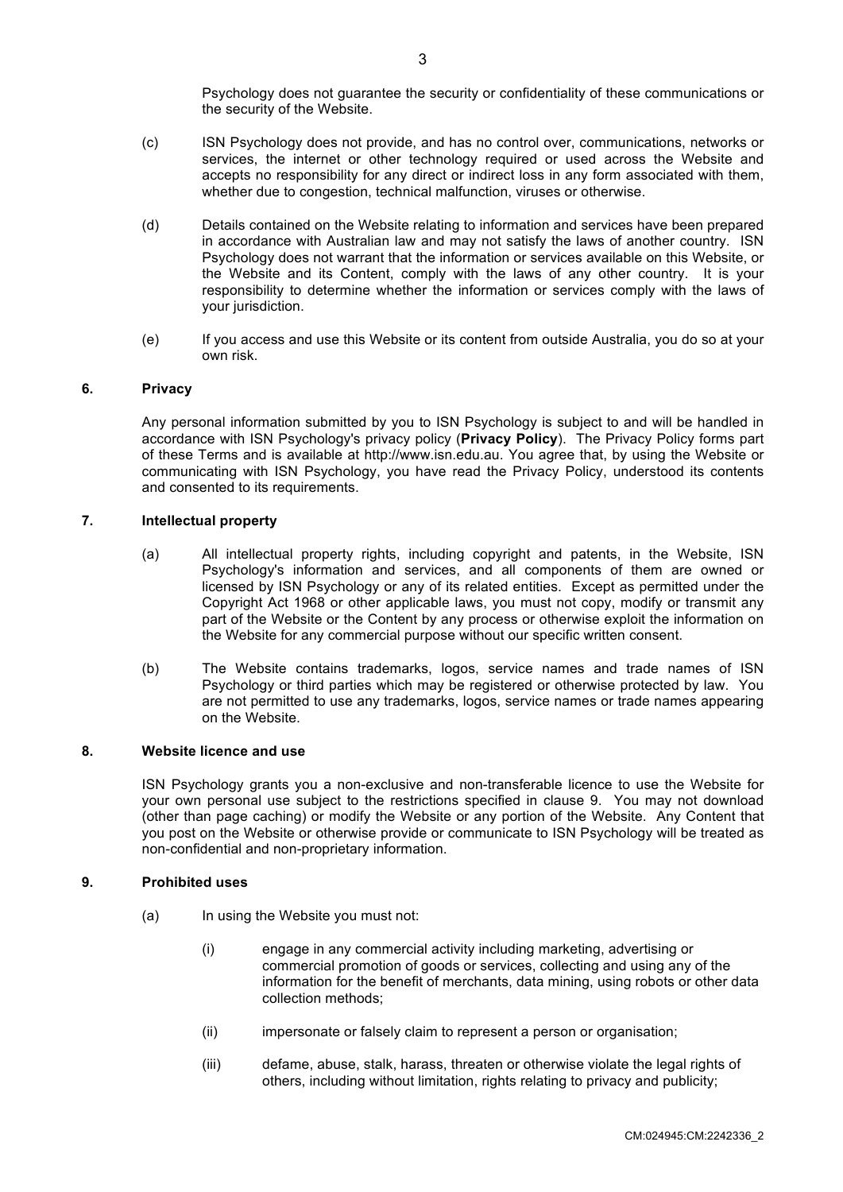Psychology does not guarantee the security or confidentiality of these communications or the security of the Website.

(c) ISN Psychology does not provide, and has no control over, communications, networks or services, the internet or other technology required or used across the Website and accepts no responsibility for any direct or indirect loss in any form associated with them, whether due to congestion, technical malfunction, viruses or otherwise.

(d) Details contained on the Website relating to information and services have been prepared in accordance with Australian law and may not satisfy the laws of another country. ISN Psychology does not warrant that the information or services available on this Website, or the Website and its Content, comply with the laws of any other country. It is your responsibility to determine whether the information or services comply with the laws of your jurisdiction.

(e) If you access and use this Website or its content from outside Australia, you do so at your own risk.

## 6. Privacy

Any personal information submitted by you to ISN Psychology is subject to and will be handled in accordance with ISN Psychology's privacy policy (**Privacy Policy**). The Privacy Policy forms part of these Terms and is available at http://www.isn.edu.au. You agree that, by using the Website or communicating with ISN Psychology, you have read the Privacy Policy, understood its contents and consented to its requirements.

## 7. Intellectual property

(a) All intellectual property rights, including copyright and patents, in the Website, ISN Psychology's information and services, and all components of them are owned or licensed by ISN Psychology or any of its related entities. Except as permitted under the Copyright Act 1968 or other applicable laws, you must not copy, modify or transmit any part of the Website or the Content by any process or otherwise exploit the information on the Website for any commercial purpose without our specific written consent.

(b) The Website contains trademarks, logos, service names and trade names of ISN Psychology or third parties which may be registered or otherwise protected by law. You are not permitted to use any trademarks, logos, service names or trade names appearing on the Website.

## 8. Website licence and use

ISN Psychology grants you a non-exclusive and non-transferable licence to use the Website for your own personal use subject to the restrictions specified in clause 9. You may not download (other than page caching) or modify the Website or any portion of the Website. Any Content that you post on the Website or otherwise provide or communicate to ISN Psychology will be treated as non-confidential and non-proprietary information.

## 9. Prohibited uses

(a) In using the Website you must not:

(i) engage in any commercial activity including marketing, advertising or commercial promotion of goods or services, collecting and using any of the information for the benefit of merchants, data mining, using robots or other data collection methods;

(ii) impersonate or falsely claim to represent a person or organisation;

(iii) defame, abuse, stalk, harass, threaten or otherwise violate the legal rights of others, including without limitation, rights relating to privacy and publicity;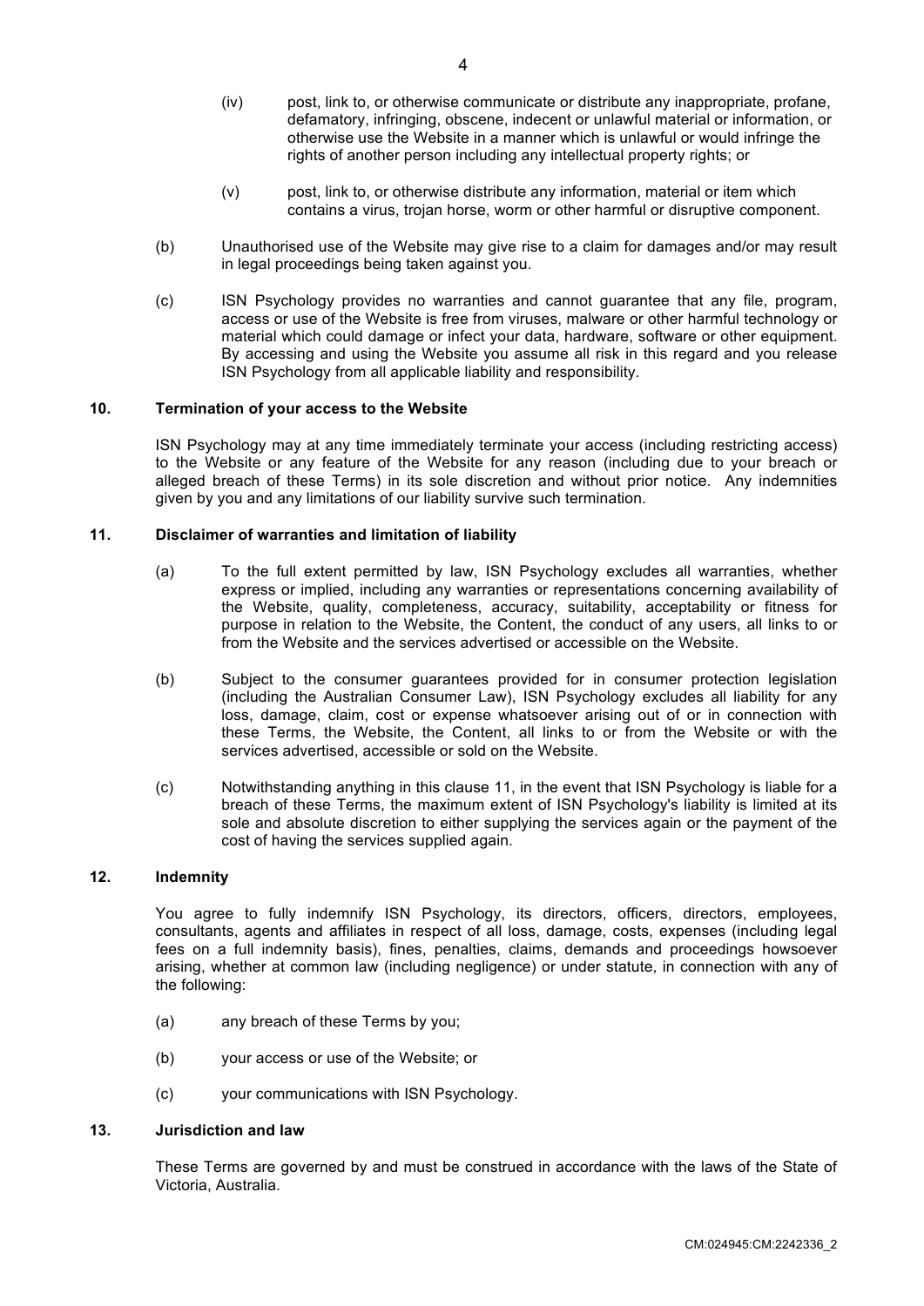(iv) post, link to, or otherwise communicate or distribute any inappropriate, profane, defamatory, infringing, obscene, indecent or unlawful material or information, or otherwise use the Website in a manner which is unlawful or would infringe the rights of another person including any intellectual property rights; or

(v) post, link to, or otherwise distribute any information, material or item which contains a virus, trojan horse, worm or other harmful or disruptive component.

(b) Unauthorised use of the Website may give rise to a claim for damages and/or may result in legal proceedings being taken against you.

(c) ISN Psychology provides no warranties and cannot guarantee that any file, program, access or use of the Website is free from viruses, malware or other harmful technology or material which could damage or infect your data, hardware, software or other equipment. By accessing and using the Website you assume all risk in this regard and you release ISN Psychology from all applicable liability and responsibility.

## 10. Termination of your access to the Website

ISN Psychology may at any time immediately terminate your access (including restricting access) to the Website or any feature of the Website for any reason (including due to your breach or alleged breach of these Terms) in its sole discretion and without prior notice. Any indemnities given by you and any limitations of our liability survive such termination.

## 11. Disclaimer of warranties and limitation of liability

(a) To the full extent permitted by law, ISN Psychology excludes all warranties, whether express or implied, including any warranties or representations concerning availability of the Website, quality, completeness, accuracy, suitability, acceptability or fitness for purpose in relation to the Website, the Content, the conduct of any users, all links to or from the Website and the services advertised or accessible on the Website.

(b) Subject to the consumer guarantees provided for in consumer protection legislation (including the Australian Consumer Law), ISN Psychology excludes all liability for any loss, damage, claim, cost or expense whatsoever arising out of or in connection with these Terms, the Website, the Content, all links to or from the Website or with the services advertised, accessible or sold on the Website.

(c) Notwithstanding anything in this clause 11, in the event that ISN Psychology is liable for a breach of these Terms, the maximum extent of ISN Psychology's liability is limited at its sole and absolute discretion to either supplying the services again or the payment of the cost of having the services supplied again.

## 12. Indemnity

You agree to fully indemnify ISN Psychology, its directors, officers, directors, employees, consultants, agents and affiliates in respect of all loss, damage, costs, expenses (including legal fees on a full indemnity basis), fines, penalties, claims, demands and proceedings howsoever arising, whether at common law (including negligence) or under statute, in connection with any of the following:

(a) any breach of these Terms by you;

(b) your access or use of the Website; or

(c) your communications with ISN Psychology.

## 13. Jurisdiction and law

These Terms are governed by and must be construed in accordance with the laws of the State of Victoria, Australia.

CM:024945:CM:2242336_2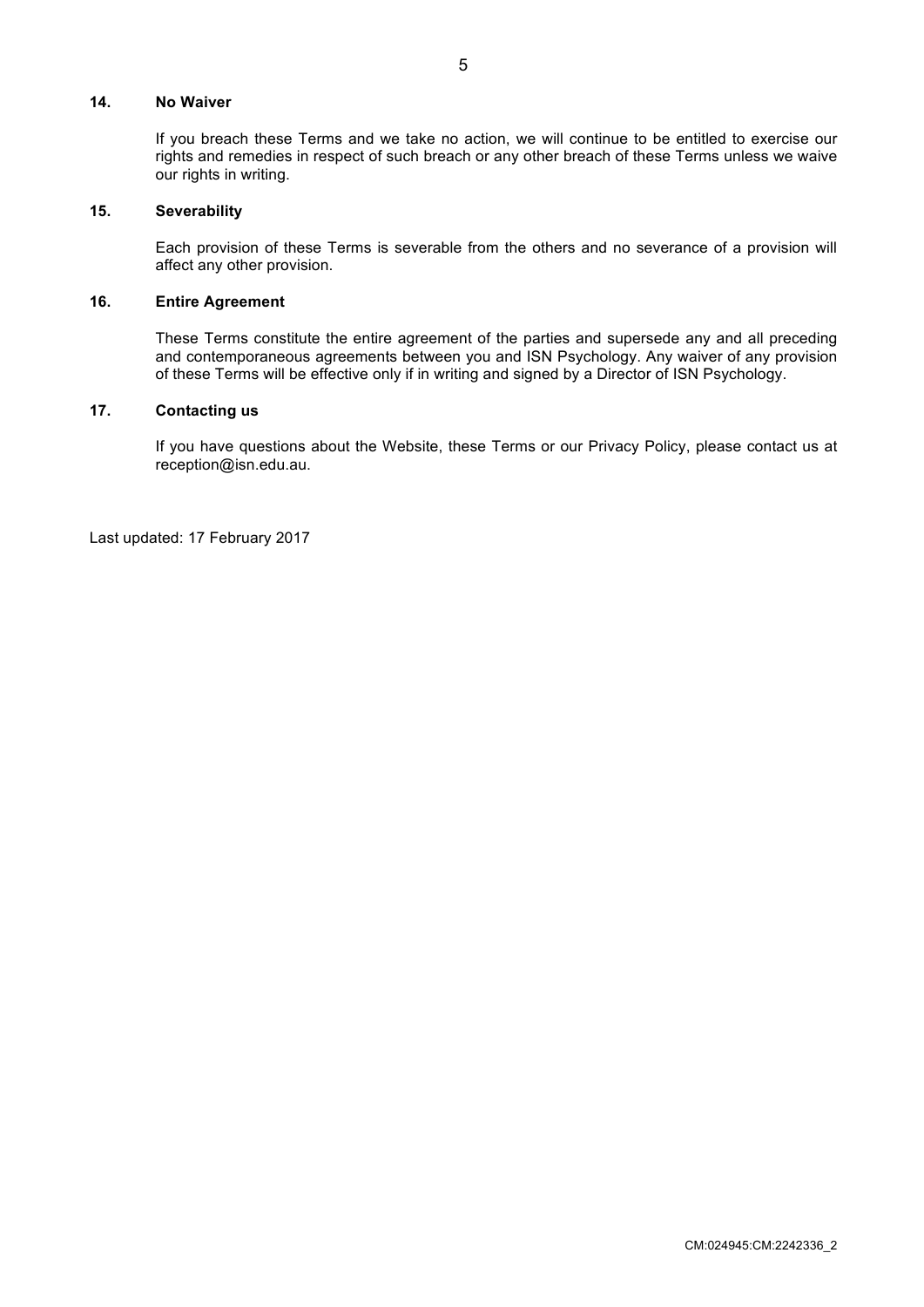## 14. No Waiver

If you breach these Terms and we take no action, we will continue to be entitled to exercise our rights and remedies in respect of such breach or any other breach of these Terms unless we waive our rights in writing.

## 15. Severability

Each provision of these Terms is severable from the others and no severance of a provision will affect any other provision.

## 16. Entire Agreement

These Terms constitute the entire agreement of the parties and supersede any and all preceding and contemporaneous agreements between you and ISN Psychology. Any waiver of any provision of these Terms will be effective only if in writing and signed by a Director of ISN Psychology.

## 17. Contacting us

If you have questions about the Website, these Terms or our Privacy Policy, please contact us at reception@isn.edu.au.

Last updated: 17 February 2017

CM:024945:CM:2242336_2